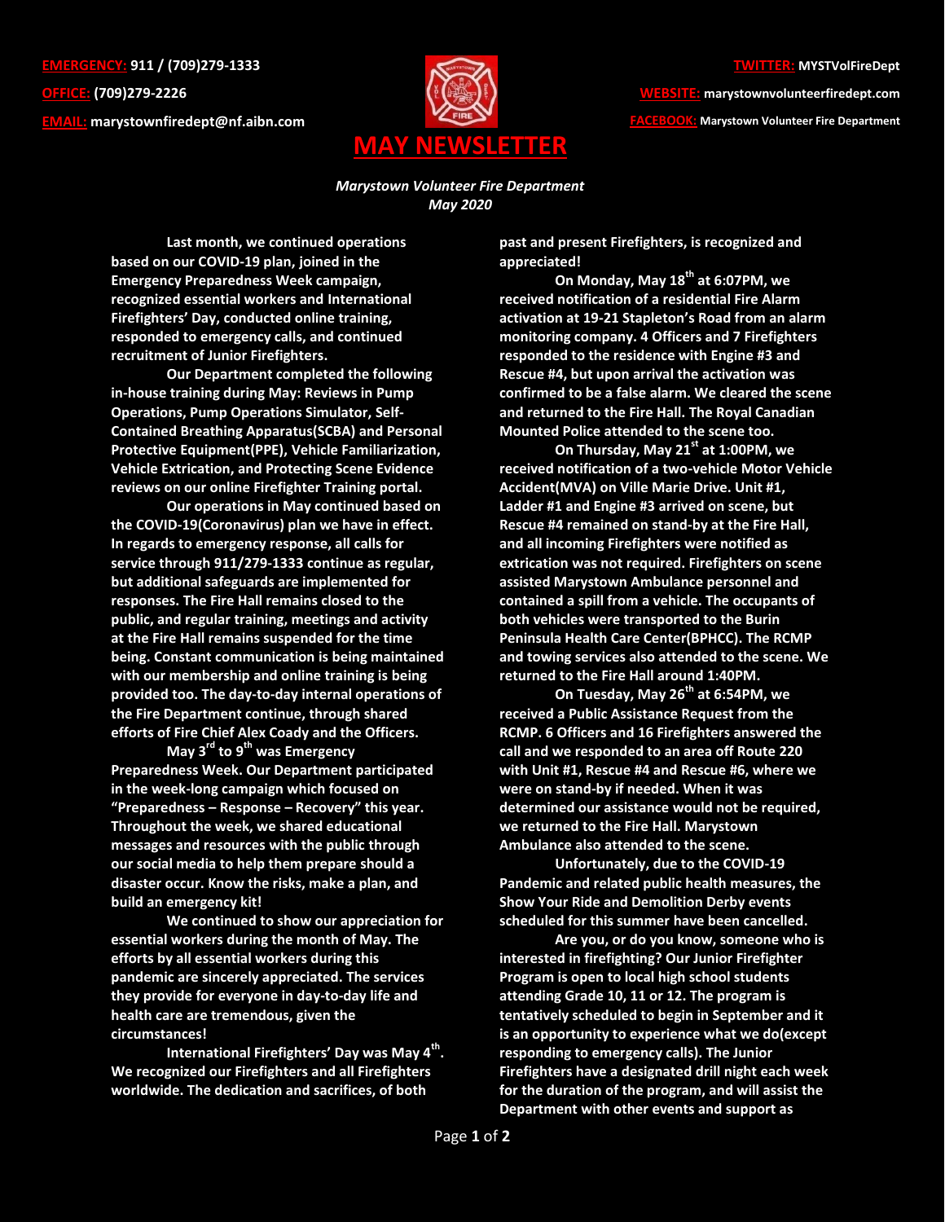**EMERGENCY:** 911 / (709)279-1333
**OFFICE:** (709)279-2226
**EMAIL:** marystownfiredept@nf.aibn.com

**TWITTER:** MYSTVolFireDept
**WEBSITE:** marystownvolunteerfiredept.com
**FACEBOOK:** Marystown Volunteer Fire Department

# MAY NEWSLETTER

***Marystown Volunteer Fire Department***
***May 2020***

**Last month, we continued operations based on our COVID-19 plan, joined in the Emergency Preparedness Week campaign, recognized essential workers and International Firefighters' Day, conducted online training, responded to emergency calls, and continued recruitment of Junior Firefighters.**

**Our Department completed the following in-house training during May: Reviews in Pump Operations, Pump Operations Simulator, Self-Contained Breathing Apparatus(SCBA) and Personal Protective Equipment(PPE), Vehicle Familiarization, Vehicle Extrication, and Protecting Scene Evidence reviews on our online Firefighter Training portal.**

**Our operations in May continued based on the COVID-19(Coronavirus) plan we have in effect. In regards to emergency response, all calls for service through 911/279-1333 continue as regular, but additional safeguards are implemented for responses. The Fire Hall remains closed to the public, and regular training, meetings and activity at the Fire Hall remains suspended for the time being. Constant communication is being maintained with our membership and online training is being provided too. The day-to-day internal operations of the Fire Department continue, through shared efforts of Fire Chief Alex Coady and the Officers.**

**May 3rd to 9th was Emergency Preparedness Week. Our Department participated in the week-long campaign which focused on "Preparedness – Response – Recovery" this year. Throughout the week, we shared educational messages and resources with the public through our social media to help them prepare should a disaster occur. Know the risks, make a plan, and build an emergency kit!**

**We continued to show our appreciation for essential workers during the month of May. The efforts by all essential workers during this pandemic are sincerely appreciated. The services they provide for everyone in day-to-day life and health care are tremendous, given the circumstances!**

**International Firefighters' Day was May 4th. We recognized our Firefighters and all Firefighters worldwide. The dedication and sacrifices, of both past and present Firefighters, is recognized and appreciated!**

**On Monday, May 18th at 6:07PM, we received notification of a residential Fire Alarm activation at 19-21 Stapleton's Road from an alarm monitoring company. 4 Officers and 7 Firefighters responded to the residence with Engine #3 and Rescue #4, but upon arrival the activation was confirmed to be a false alarm. We cleared the scene and returned to the Fire Hall. The Royal Canadian Mounted Police attended to the scene too.**

**On Thursday, May 21st at 1:00PM, we received notification of a two-vehicle Motor Vehicle Accident(MVA) on Ville Marie Drive. Unit #1, Ladder #1 and Engine #3 arrived on scene, but Rescue #4 remained on stand-by at the Fire Hall, and all incoming Firefighters were notified as extrication was not required. Firefighters on scene assisted Marystown Ambulance personnel and contained a spill from a vehicle. The occupants of both vehicles were transported to the Burin Peninsula Health Care Center(BPHCC). The RCMP and towing services also attended to the scene. We returned to the Fire Hall around 1:40PM.**

**On Tuesday, May 26th at 6:54PM, we received a Public Assistance Request from the RCMP. 6 Officers and 16 Firefighters answered the call and we responded to an area off Route 220 with Unit #1, Rescue #4 and Rescue #6, where we were on stand-by if needed. When it was determined our assistance would not be required, we returned to the Fire Hall. Marystown Ambulance also attended to the scene.**

**Unfortunately, due to the COVID-19 Pandemic and related public health measures, the Show Your Ride and Demolition Derby events scheduled for this summer have been cancelled.**

**Are you, or do you know, someone who is interested in firefighting? Our Junior Firefighter Program is open to local high school students attending Grade 10, 11 or 12. The program is tentatively scheduled to begin in September and it is an opportunity to experience what we do(except responding to emergency calls). The Junior Firefighters have a designated drill night each week for the duration of the program, and will assist the Department with other events and support as**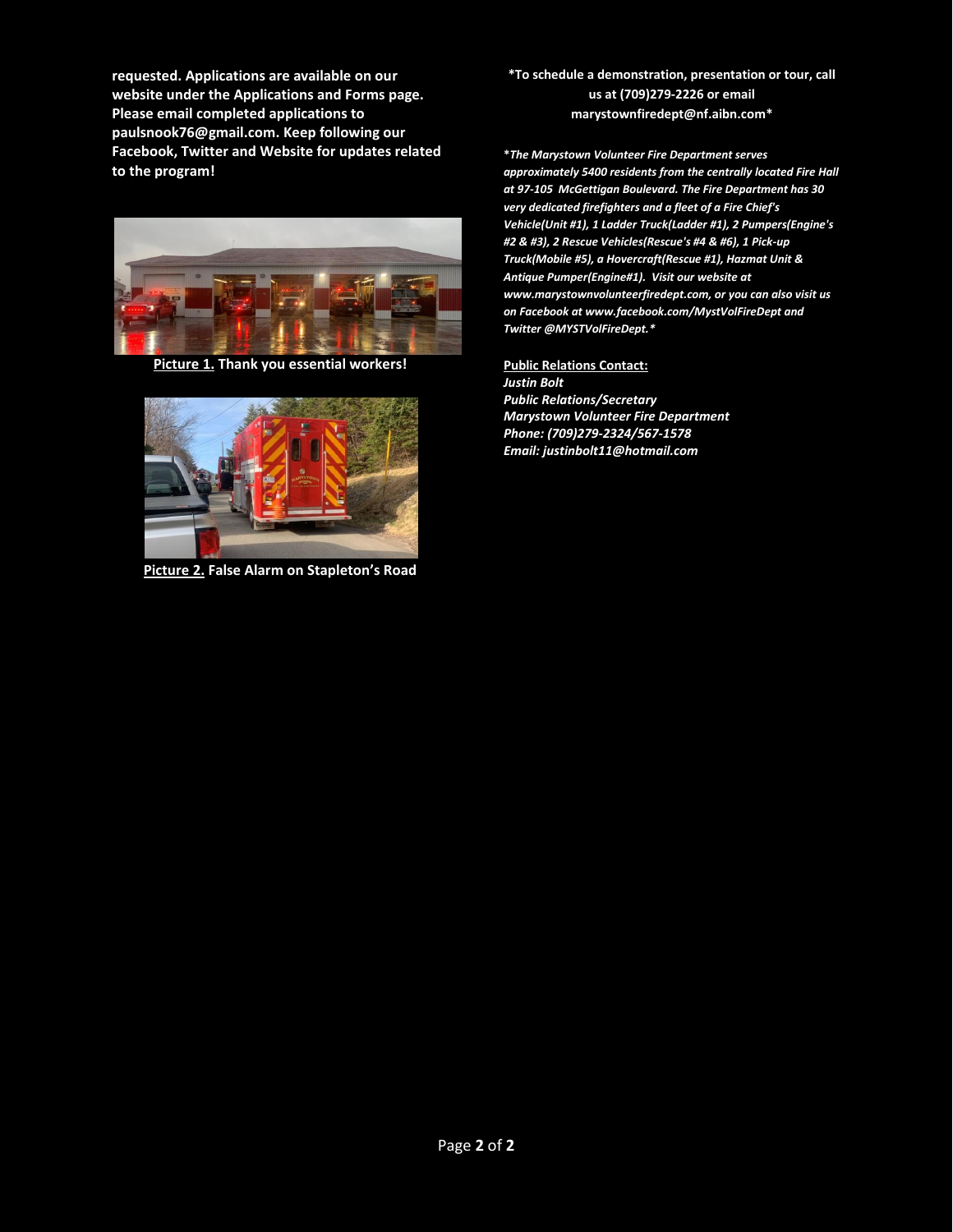**requested. Applications are available on our website under the Applications and Forms page. Please email completed applications to paulsnook76@gmail.com. Keep following our Facebook, Twitter and Website for updates related to the program!**

**<u>Picture 1.</u> Thank you essential workers!**

**<u>Picture 2.</u> False Alarm on Stapleton's Road**

**\*To schedule a demonstration, presentation or tour, call us at (709)279-2226 or email marystownfiredept@nf.aibn.com\***

***\*The Marystown Volunteer Fire Department serves approximately 5400 residents from the centrally located Fire Hall at 97-105 McGettigan Boulevard. The Fire Department has 30 very dedicated firefighters and a fleet of a Fire Chief's Vehicle(Unit #1), 1 Ladder Truck(Ladder #1), 2 Pumpers(Engine's #2 & #3), 2 Rescue Vehicles(Rescue's #4 & #6), 1 Pick-up Truck(Mobile #5), a Hovercraft(Rescue #1), Hazmat Unit & Antique Pumper(Engine#1). Visit our website at www.marystownvolunteerfiredept.com, or you can also visit us on Facebook at www.facebook.com/MystVolFireDept and Twitter @MYSTVolFireDept.\****

**<u>Public Relations Contact:</u>**
***Justin Bolt***
***Public Relations/Secretary***
***Marystown Volunteer Fire Department***
***Phone: (709)279-2324/567-1578***
***Email: justinbolt11@hotmail.com***